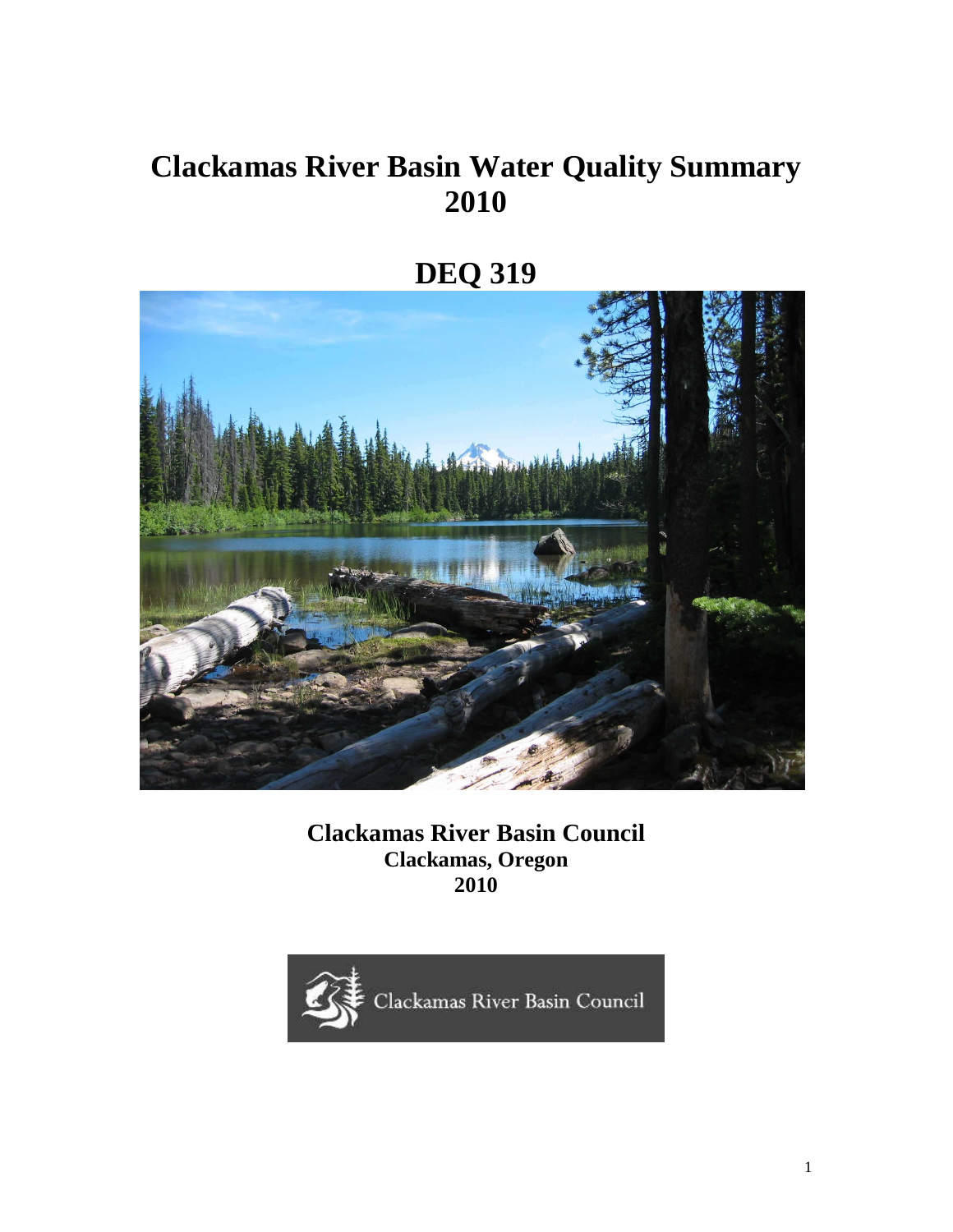# Clackamas River Basin Water Quality Summary 2010

# DEQ 319

**Clackamas River Basin Council**
**Clackamas, Oregon**
**2010**

Clackamas River Basin Council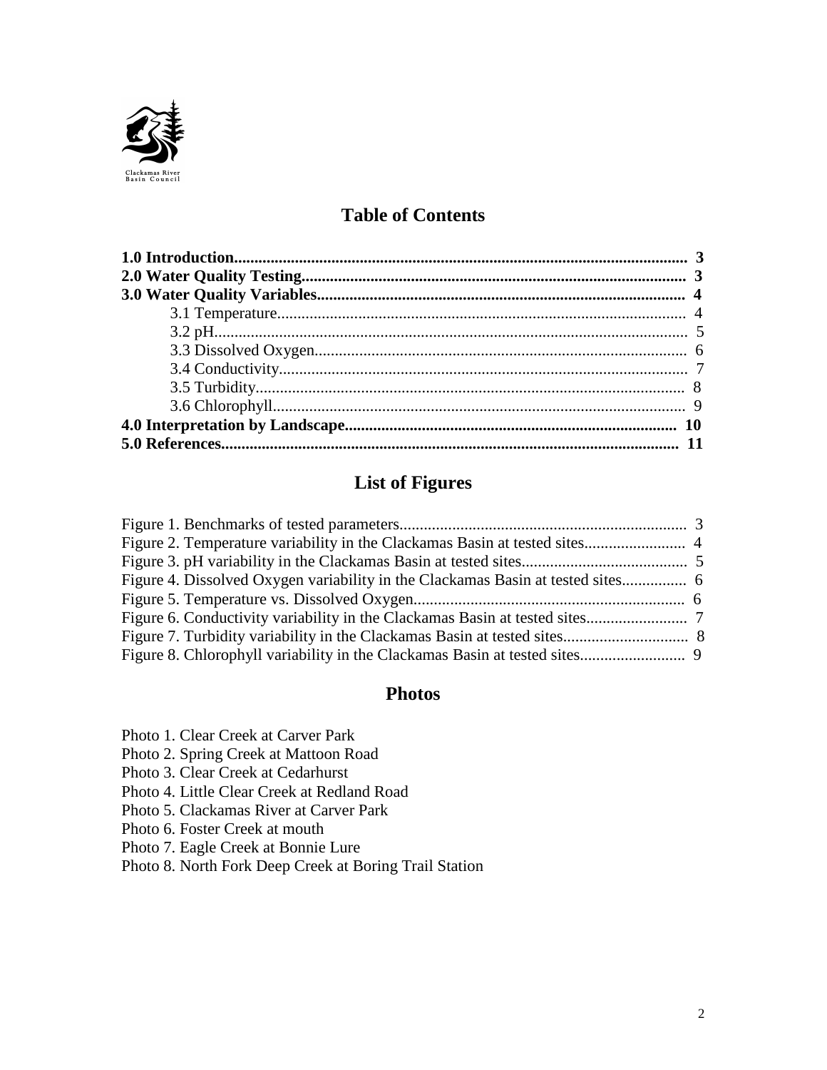Clackamas River Basin Council

## Table of Contents

**1.0 Introduction...................................................................................................... 3**
**2.0 Water Quality Testing........................................................................................ 3**
**3.0 Water Quality Variables..................................................................................... 4**
- 3.1 Temperature......................................................................................... 4
- 3.2 pH......................................................................................................... 5
- 3.3 Dissolved Oxygen................................................................................. 6
- 3.4 Conductivity......................................................................................... 7
- 3.5 Turbidity............................................................................................... 8
- 3.6 Chlorophyll........................................................................................... 9

**4.0 Interpretation by Landscape.............................................................................. 10**
**5.0 References........................................................................................................ 11**

## List of Figures

Figure 1. Benchmarks of tested parameters........................................................................ 3
Figure 2. Temperature variability in the Clackamas Basin at tested sites......................... 4
Figure 3. pH variability in the Clackamas Basin at tested sites......................................... 5
Figure 4. Dissolved Oxygen variability in the Clackamas Basin at tested sites................ 6
Figure 5. Temperature vs. Dissolved Oxygen.................................................................... 6
Figure 6. Conductivity variability in the Clackamas Basin at tested sites......................... 7
Figure 7. Turbidity variability in the Clackamas Basin at tested sites............................... 8
Figure 8. Chlorophyll variability in the Clackamas Basin at tested sites........................... 9

## Photos

Photo 1. Clear Creek at Carver Park
Photo 2. Spring Creek at Mattoon Road
Photo 3. Clear Creek at Cedarhurst
Photo 4. Little Clear Creek at Redland Road
Photo 5. Clackamas River at Carver Park
Photo 6. Foster Creek at mouth
Photo 7. Eagle Creek at Bonnie Lure
Photo 8. North Fork Deep Creek at Boring Trail Station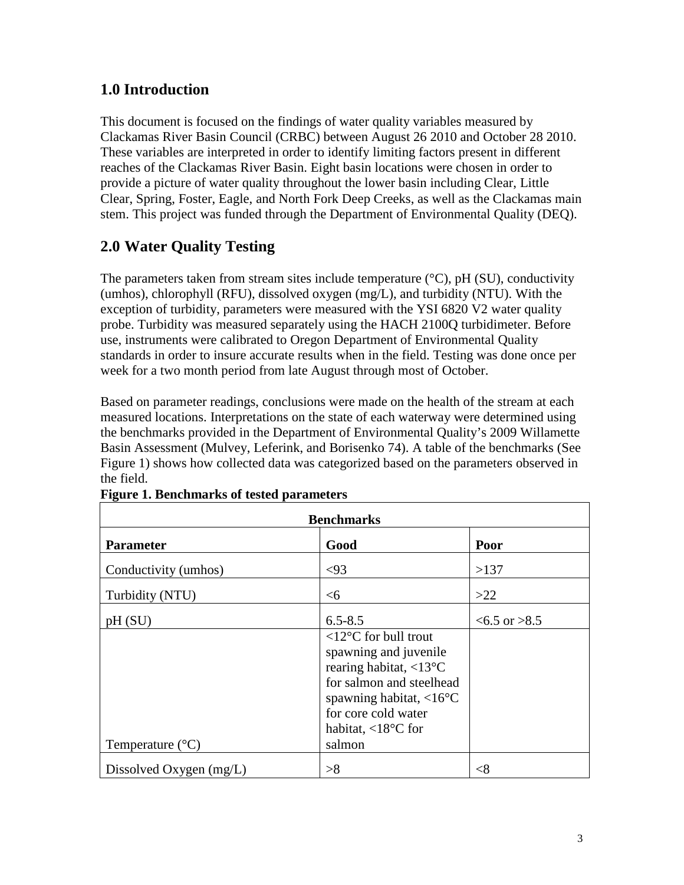## 1.0 Introduction

This document is focused on the findings of water quality variables measured by Clackamas River Basin Council (CRBC) between August 26 2010 and October 28 2010. These variables are interpreted in order to identify limiting factors present in different reaches of the Clackamas River Basin. Eight basin locations were chosen in order to provide a picture of water quality throughout the lower basin including Clear, Little Clear, Spring, Foster, Eagle, and North Fork Deep Creeks, as well as the Clackamas main stem. This project was funded through the Department of Environmental Quality (DEQ).

## 2.0 Water Quality Testing

The parameters taken from stream sites include temperature (°C), pH (SU), conductivity (umhos), chlorophyll (RFU), dissolved oxygen (mg/L), and turbidity (NTU). With the exception of turbidity, parameters were measured with the YSI 6820 V2 water quality probe. Turbidity was measured separately using the HACH 2100Q turbidimeter. Before use, instruments were calibrated to Oregon Department of Environmental Quality standards in order to insure accurate results when in the field. Testing was done once per week for a two month period from late August through most of October.

Based on parameter readings, conclusions were made on the health of the stream at each measured locations. Interpretations on the state of each waterway were determined using the benchmarks provided in the Department of Environmental Quality's 2009 Willamette Basin Assessment (Mulvey, Leferink, and Borisenko 74). A table of the benchmarks (See Figure 1) shows how collected data was categorized based on the parameters observed in the field.

**Figure 1. Benchmarks of tested parameters**

| Benchmarks | | |
|---|---|---|
| **Parameter** | **Good** | **Poor** |
| Conductivity (umhos) | <93 | >137 |
| Turbidity (NTU) | <6 | >22 |
| pH (SU) | 6.5-8.5 | <6.5 or >8.5 |
| Temperature (°C) | <12°C for bull trout spawning and juvenile rearing habitat, <13°C for salmon and steelhead spawning habitat, <16°C for core cold water habitat, <18°C for salmon | |
| Dissolved Oxygen (mg/L) | >8 | <8 |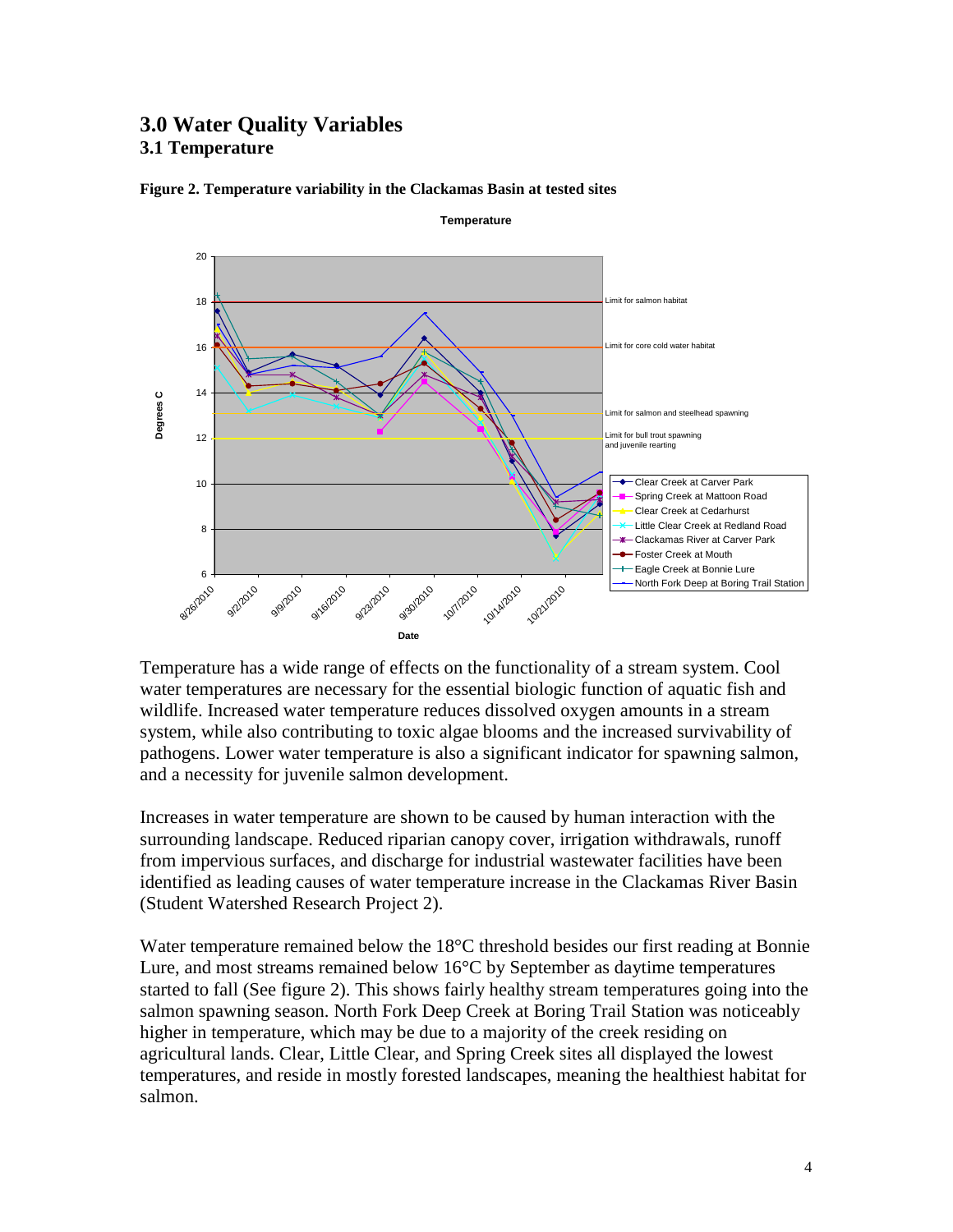# 3.0 Water Quality Variables

## 3.1 Temperature

**Figure 2. Temperature variability in the Clackamas Basin at tested sites**

Temperature has a wide range of effects on the functionality of a stream system. Cool water temperatures are necessary for the essential biologic function of aquatic fish and wildlife. Increased water temperature reduces dissolved oxygen amounts in a stream system, while also contributing to toxic algae blooms and the increased survivability of pathogens. Lower water temperature is also a significant indicator for spawning salmon, and a necessity for juvenile salmon development.

Increases in water temperature are shown to be caused by human interaction with the surrounding landscape. Reduced riparian canopy cover, irrigation withdrawals, runoff from impervious surfaces, and discharge for industrial wastewater facilities have been identified as leading causes of water temperature increase in the Clackamas River Basin (Student Watershed Research Project 2).

Water temperature remained below the 18°C threshold besides our first reading at Bonnie Lure, and most streams remained below 16°C by September as daytime temperatures started to fall (See figure 2). This shows fairly healthy stream temperatures going into the salmon spawning season. North Fork Deep Creek at Boring Trail Station was noticeably higher in temperature, which may be due to a majority of the creek residing on agricultural lands. Clear, Little Clear, and Spring Creek sites all displayed the lowest temperatures, and reside in mostly forested landscapes, meaning the healthiest habitat for salmon.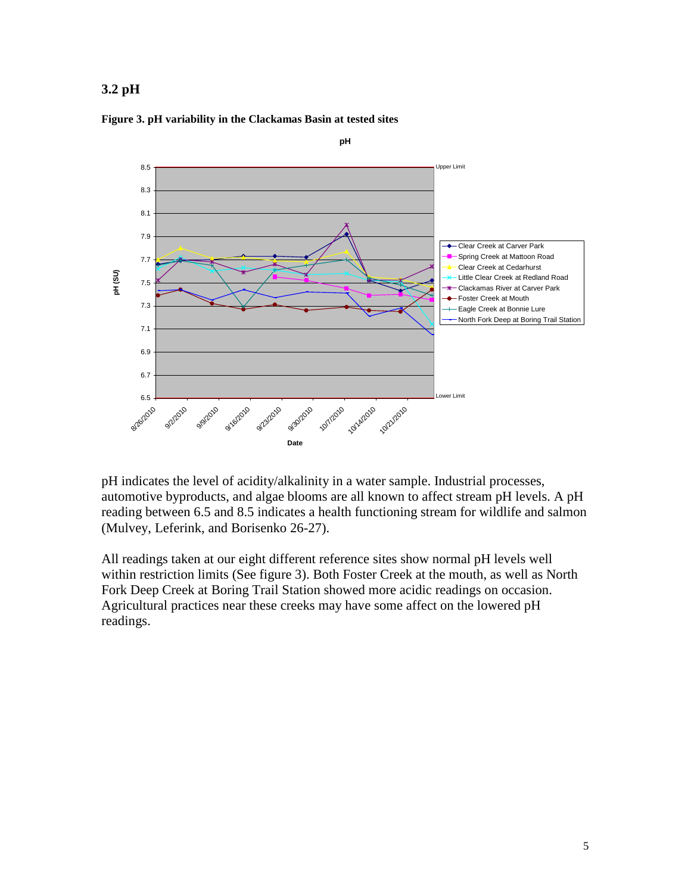## 3.2 pH

**Figure 3. pH variability in the Clackamas Basin at tested sites**

pH indicates the level of acidity/alkalinity in a water sample. Industrial processes, automotive byproducts, and algae blooms are all known to affect stream pH levels. A pH reading between 6.5 and 8.5 indicates a health functioning stream for wildlife and salmon (Mulvey, Leferink, and Borisenko 26-27).

All readings taken at our eight different reference sites show normal pH levels well within restriction limits (See figure 3). Both Foster Creek at the mouth, as well as North Fork Deep Creek at Boring Trail Station showed more acidic readings on occasion. Agricultural practices near these creeks may have some affect on the lowered pH readings.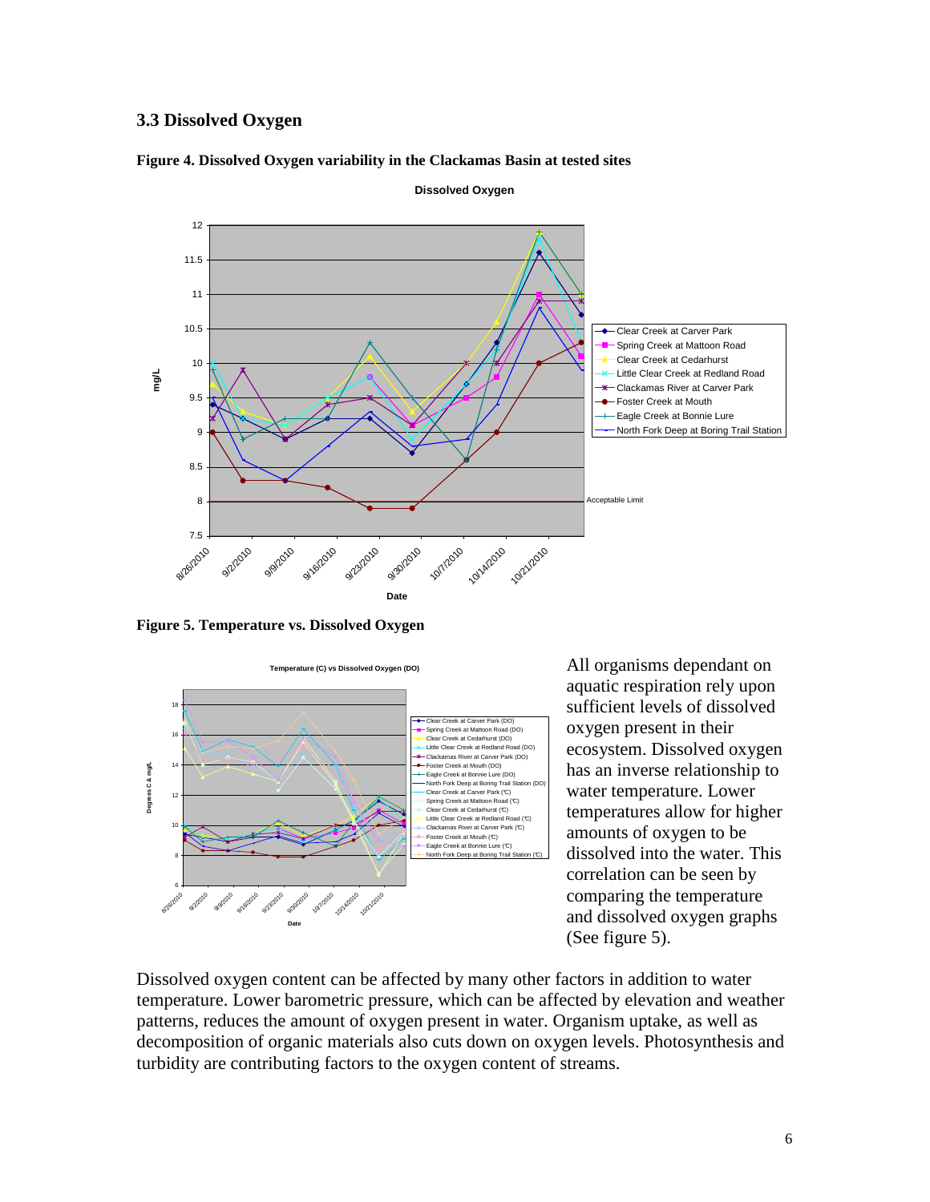### 3.3 Dissolved Oxygen

**Figure 4. Dissolved Oxygen variability in the Clackamas Basin at tested sites**

**Figure 5. Temperature vs. Dissolved Oxygen**

All organisms dependant on aquatic respiration rely upon sufficient levels of dissolved oxygen present in their ecosystem. Dissolved oxygen has an inverse relationship to water temperature. Lower temperatures allow for higher amounts of oxygen to be dissolved into the water. This correlation can be seen by comparing the temperature and dissolved oxygen graphs (See figure 5).

Dissolved oxygen content can be affected by many other factors in addition to water temperature. Lower barometric pressure, which can be affected by elevation and weather patterns, reduces the amount of oxygen present in water. Organism uptake, as well as decomposition of organic materials also cuts down on oxygen levels. Photosynthesis and turbidity are contributing factors to the oxygen content of streams.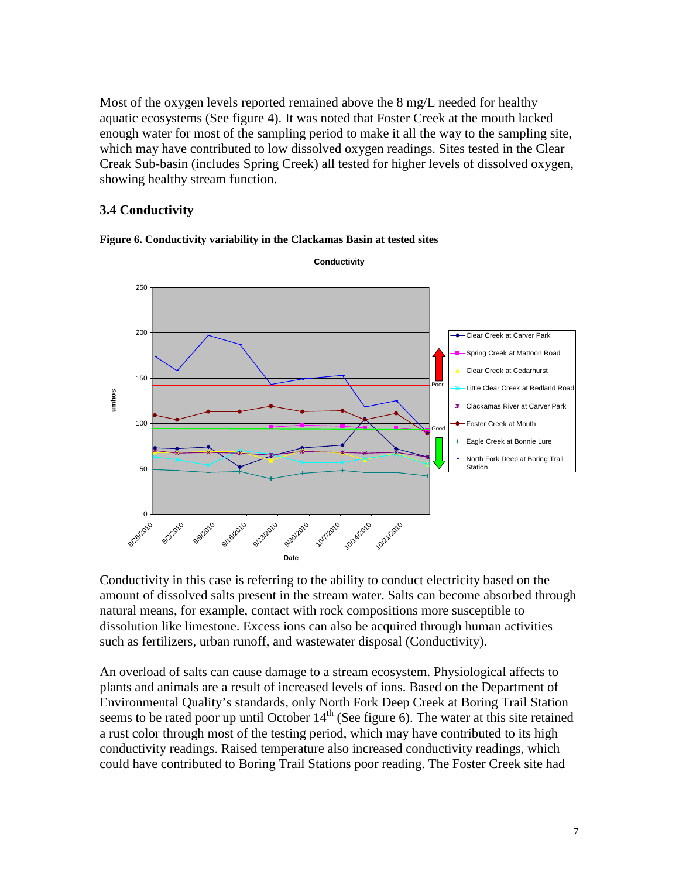Most of the oxygen levels reported remained above the 8 mg/L needed for healthy aquatic ecosystems (See figure 4). It was noted that Foster Creek at the mouth lacked enough water for most of the sampling period to make it all the way to the sampling site, which may have contributed to low dissolved oxygen readings. Sites tested in the Clear Creek Sub-basin (includes Spring Creek) all tested for higher levels of dissolved oxygen, showing healthy stream function.

### 3.4 Conductivity

**Figure 6. Conductivity variability in the Clackamas Basin at tested sites**

Conductivity in this case is referring to the ability to conduct electricity based on the amount of dissolved salts present in the stream water. Salts can become absorbed through natural means, for example, contact with rock compositions more susceptible to dissolution like limestone. Excess ions can also be acquired through human activities such as fertilizers, urban runoff, and wastewater disposal (Conductivity).

An overload of salts can cause damage to a stream ecosystem. Physiological affects to plants and animals are a result of increased levels of ions. Based on the Department of Environmental Quality's standards, only North Fork Deep Creek at Boring Trail Station seems to be rated poor up until October 14th (See figure 6). The water at this site retained a rust color through most of the testing period, which may have contributed to its high conductivity readings. Raised temperature also increased conductivity readings, which could have contributed to Boring Trail Stations poor reading. The Foster Creek site had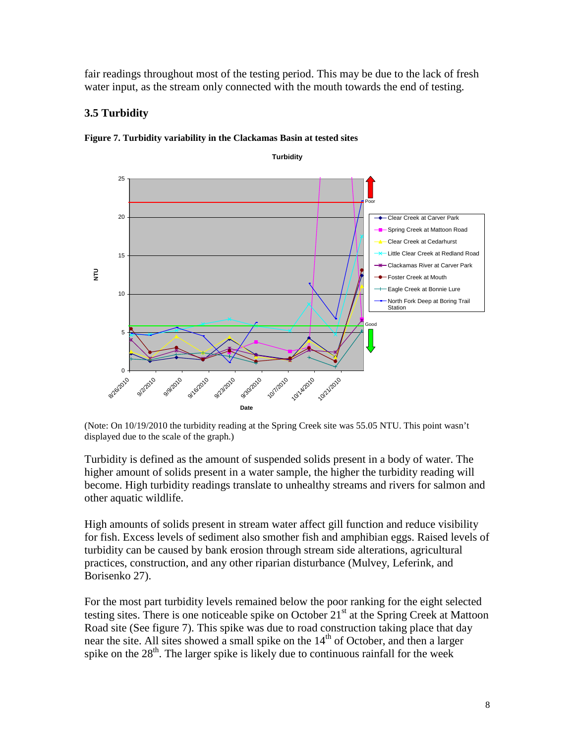fair readings throughout most of the testing period. This may be due to the lack of fresh water input, as the stream only connected with the mouth towards the end of testing.

### 3.5 Turbidity

**Figure 7. Turbidity variability in the Clackamas Basin at tested sites**

(Note: On 10/19/2010 the turbidity reading at the Spring Creek site was 55.05 NTU. This point wasn't displayed due to the scale of the graph.)

Turbidity is defined as the amount of suspended solids present in a body of water. The higher amount of solids present in a water sample, the higher the turbidity reading will become. High turbidity readings translate to unhealthy streams and rivers for salmon and other aquatic wildlife.

High amounts of solids present in stream water affect gill function and reduce visibility for fish. Excess levels of sediment also smother fish and amphibian eggs. Raised levels of turbidity can be caused by bank erosion through stream side alterations, agricultural practices, construction, and any other riparian disturbance (Mulvey, Leferink, and Borisenko 27).

For the most part turbidity levels remained below the poor ranking for the eight selected testing sites. There is one noticeable spike on October 21st at the Spring Creek at Mattoon Road site (See figure 7). This spike was due to road construction taking place that day near the site. All sites showed a small spike on the 14th of October, and then a larger spike on the 28th. The larger spike is likely due to continuous rainfall for the week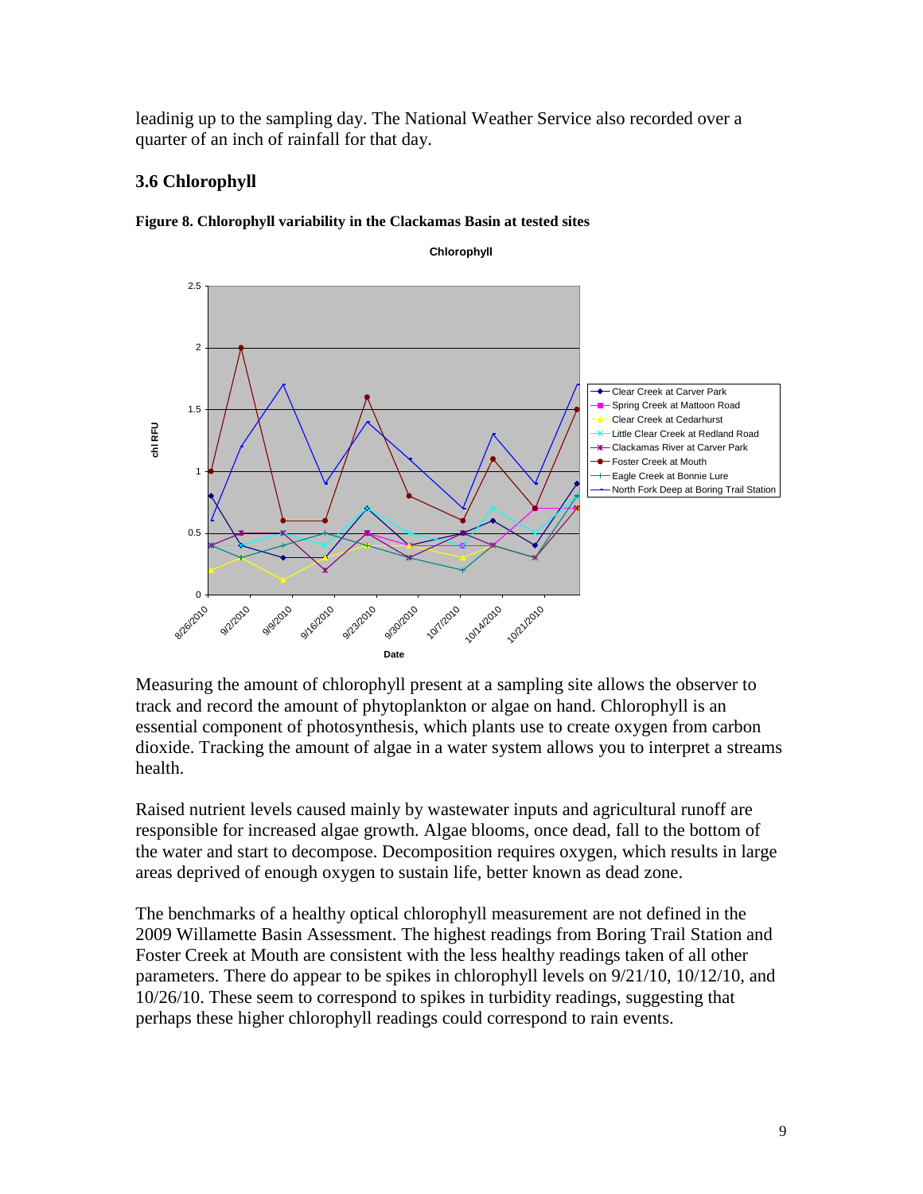leadinig up to the sampling day. The National Weather Service also recorded over a quarter of an inch of rainfall for that day.

### 3.6 Chlorophyll

**Figure 8. Chlorophyll variability in the Clackamas Basin at tested sites**

Measuring the amount of chlorophyll present at a sampling site allows the observer to track and record the amount of phytoplankton or algae on hand. Chlorophyll is an essential component of photosynthesis, which plants use to create oxygen from carbon dioxide. Tracking the amount of algae in a water system allows you to interpret a streams health.

Raised nutrient levels caused mainly by wastewater inputs and agricultural runoff are responsible for increased algae growth. Algae blooms, once dead, fall to the bottom of the water and start to decompose. Decomposition requires oxygen, which results in large areas deprived of enough oxygen to sustain life, better known as dead zone.

The benchmarks of a healthy optical chlorophyll measurement are not defined in the 2009 Willamette Basin Assessment. The highest readings from Boring Trail Station and Foster Creek at Mouth are consistent with the less healthy readings taken of all other parameters. There do appear to be spikes in chlorophyll levels on 9/21/10, 10/12/10, and 10/26/10. These seem to correspond to spikes in turbidity readings, suggesting that perhaps these higher chlorophyll readings could correspond to rain events.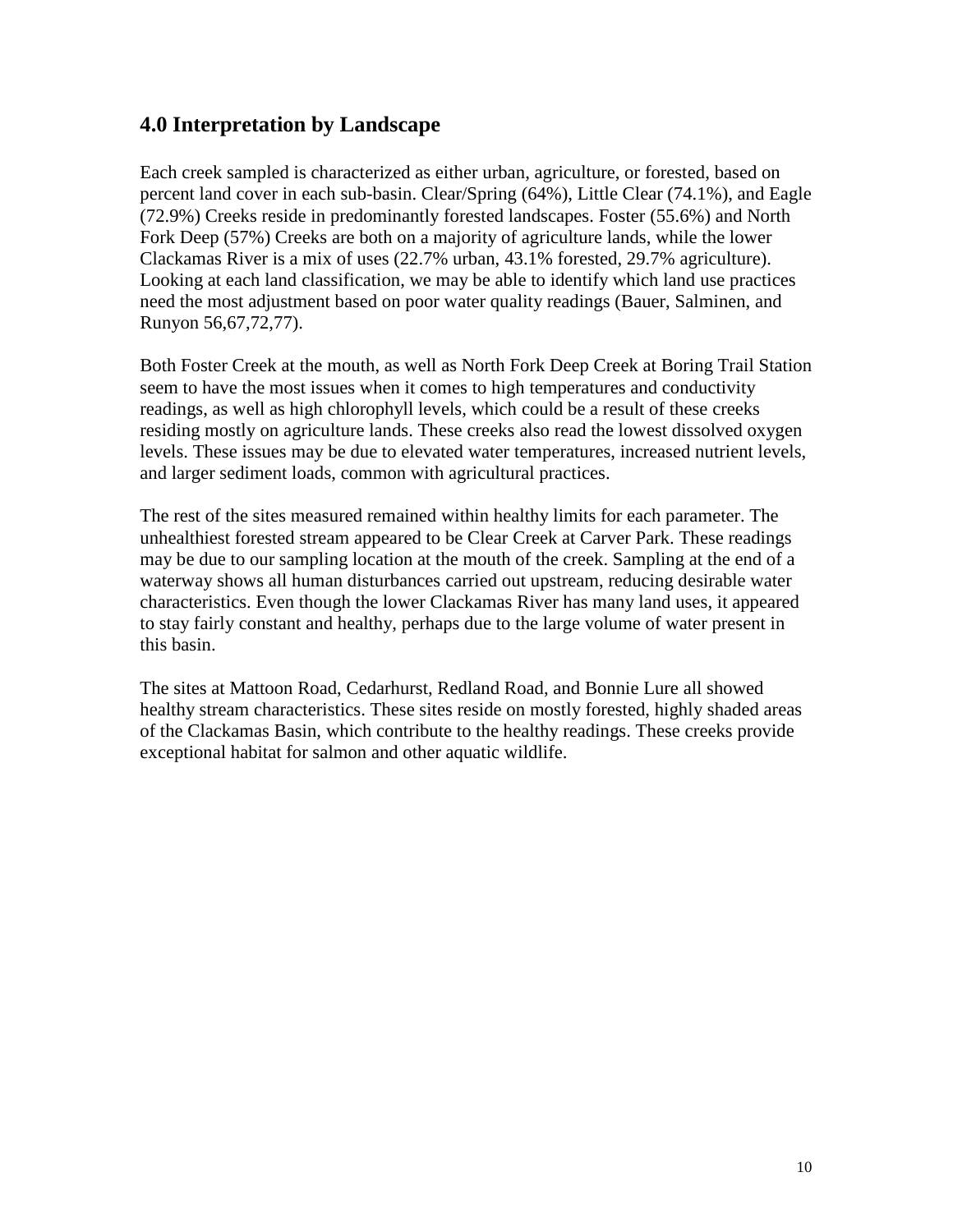## 4.0 Interpretation by Landscape

Each creek sampled is characterized as either urban, agriculture, or forested, based on percent land cover in each sub-basin. Clear/Spring (64%), Little Clear (74.1%), and Eagle (72.9%) Creeks reside in predominantly forested landscapes. Foster (55.6%) and North Fork Deep (57%) Creeks are both on a majority of agriculture lands, while the lower Clackamas River is a mix of uses (22.7% urban, 43.1% forested, 29.7% agriculture). Looking at each land classification, we may be able to identify which land use practices need the most adjustment based on poor water quality readings (Bauer, Salminen, and Runyon 56,67,72,77).

Both Foster Creek at the mouth, as well as North Fork Deep Creek at Boring Trail Station seem to have the most issues when it comes to high temperatures and conductivity readings, as well as high chlorophyll levels, which could be a result of these creeks residing mostly on agriculture lands. These creeks also read the lowest dissolved oxygen levels. These issues may be due to elevated water temperatures, increased nutrient levels, and larger sediment loads, common with agricultural practices.

The rest of the sites measured remained within healthy limits for each parameter. The unhealthiest forested stream appeared to be Clear Creek at Carver Park. These readings may be due to our sampling location at the mouth of the creek. Sampling at the end of a waterway shows all human disturbances carried out upstream, reducing desirable water characteristics. Even though the lower Clackamas River has many land uses, it appeared to stay fairly constant and healthy, perhaps due to the large volume of water present in this basin.

The sites at Mattoon Road, Cedarhurst, Redland Road, and Bonnie Lure all showed healthy stream characteristics. These sites reside on mostly forested, highly shaded areas of the Clackamas Basin, which contribute to the healthy readings. These creeks provide exceptional habitat for salmon and other aquatic wildlife.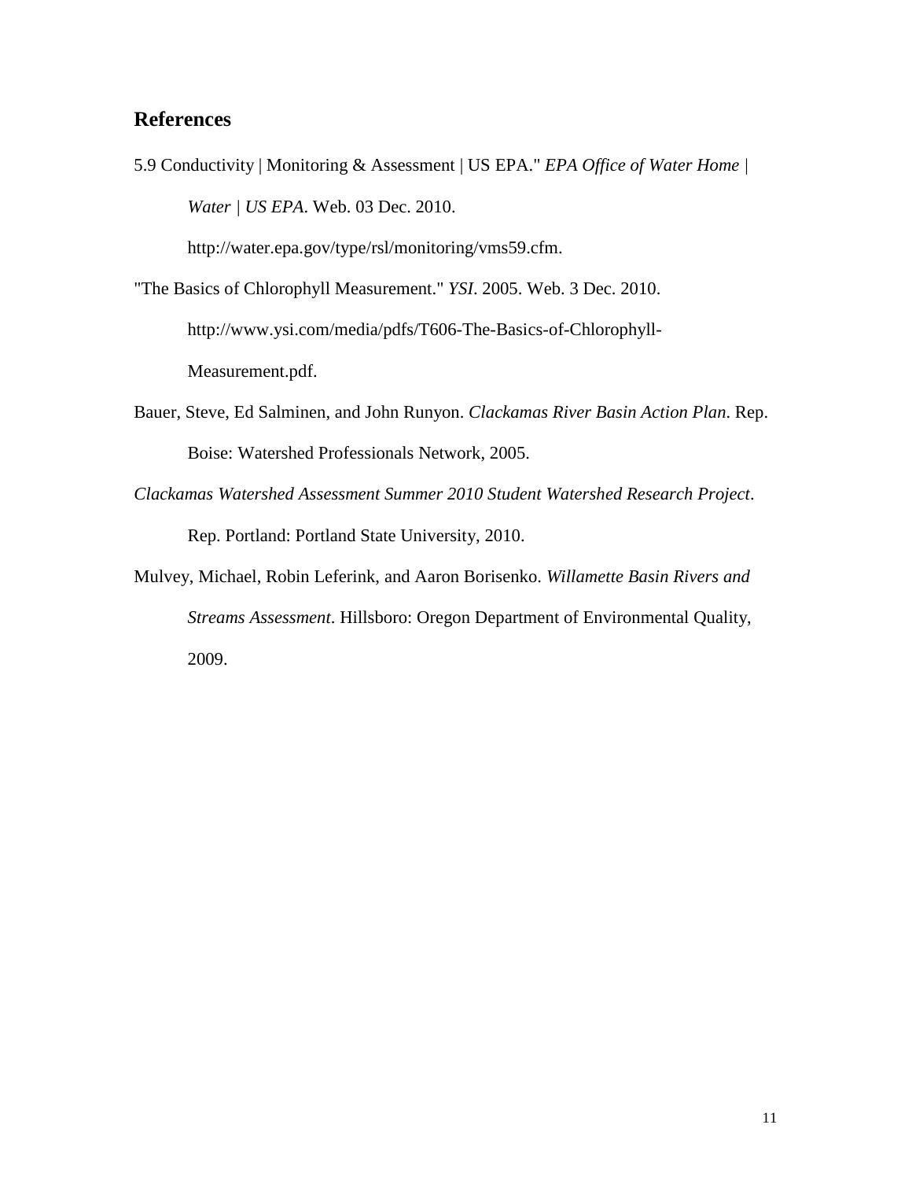## References

5.9 Conductivity | Monitoring & Assessment | US EPA." *EPA Office of Water Home | Water | US EPA*. Web. 03 Dec. 2010. http://water.epa.gov/type/rsl/monitoring/vms59.cfm.

"The Basics of Chlorophyll Measurement." *YSI*. 2005. Web. 3 Dec. 2010. http://www.ysi.com/media/pdfs/T606-The-Basics-of-Chlorophyll-Measurement.pdf.

Bauer, Steve, Ed Salminen, and John Runyon. *Clackamas River Basin Action Plan*. Rep. Boise: Watershed Professionals Network, 2005.

*Clackamas Watershed Assessment Summer 2010 Student Watershed Research Project*. Rep. Portland: Portland State University, 2010.

Mulvey, Michael, Robin Leferink, and Aaron Borisenko. *Willamette Basin Rivers and Streams Assessment*. Hillsboro: Oregon Department of Environmental Quality, 2009.